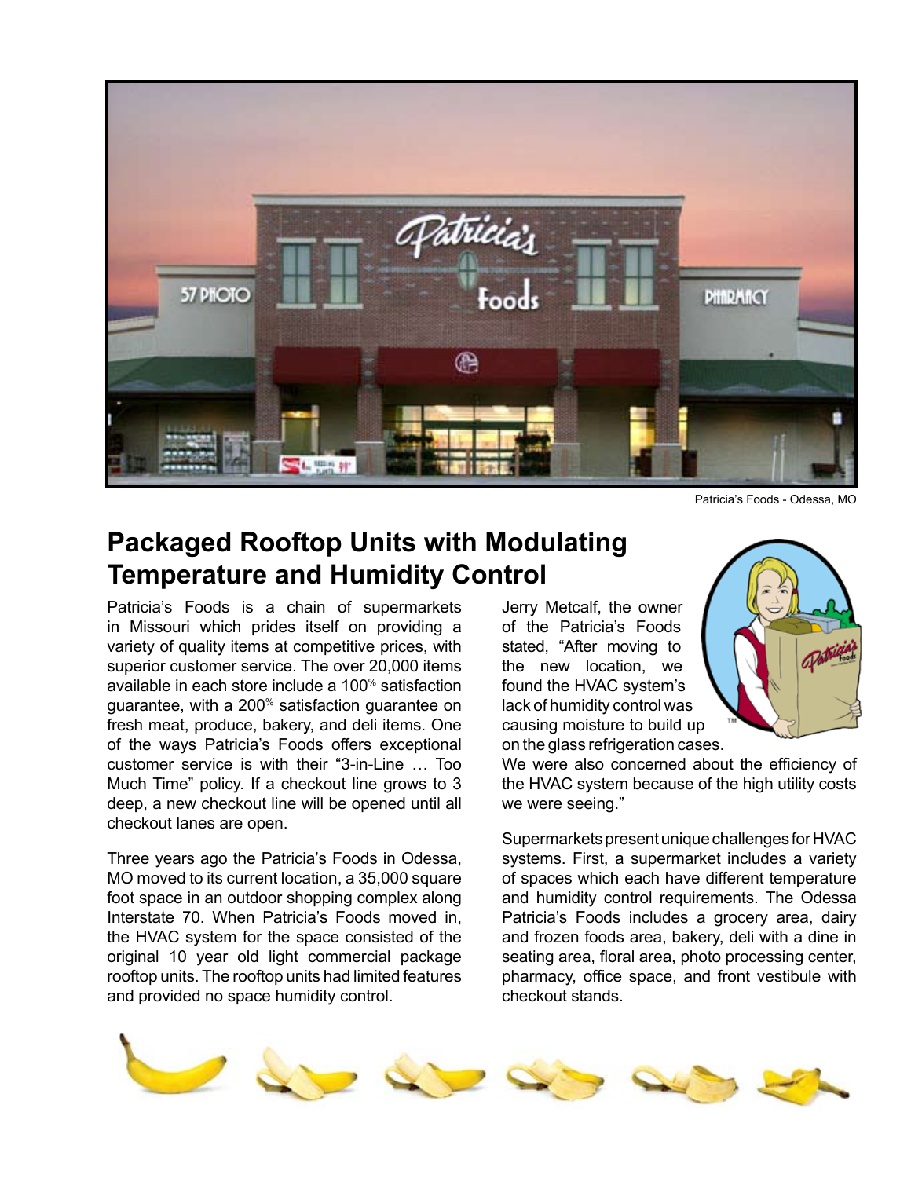Patricia's Foods - Odessa, MO

# Packaged Rooftop Units with Modulating Temperature and Humidity Control

Patricia's Foods is a chain of supermarkets in Missouri which prides itself on providing a variety of quality items at competitive prices, with superior customer service. The over 20,000 items available in each store include a 100% satisfaction guarantee, with a 200% satisfaction guarantee on fresh meat, produce, bakery, and deli items. One of the ways Patricia's Foods offers exceptional customer service is with their "3-in-Line … Too Much Time" policy. If a checkout line grows to 3 deep, a new checkout line will be opened until all checkout lanes are open.

Three years ago the Patricia's Foods in Odessa, MO moved to its current location, a 35,000 square foot space in an outdoor shopping complex along Interstate 70. When Patricia's Foods moved in, the HVAC system for the space consisted of the original 10 year old light commercial package rooftop units. The rooftop units had limited features and provided no space humidity control.

Jerry Metcalf, the owner of the Patricia's Foods stated, "After moving to the new location, we found the HVAC system's lack of humidity control was causing moisture to build up on the glass refrigeration cases. We were also concerned about the efficiency of the HVAC system because of the high utility costs we were seeing."

Supermarkets present unique challenges for HVAC systems. First, a supermarket includes a variety of spaces which each have different temperature and humidity control requirements. The Odessa Patricia's Foods includes a grocery area, dairy and frozen foods area, bakery, deli with a dine in seating area, floral area, photo processing center, pharmacy, office space, and front vestibule with checkout stands.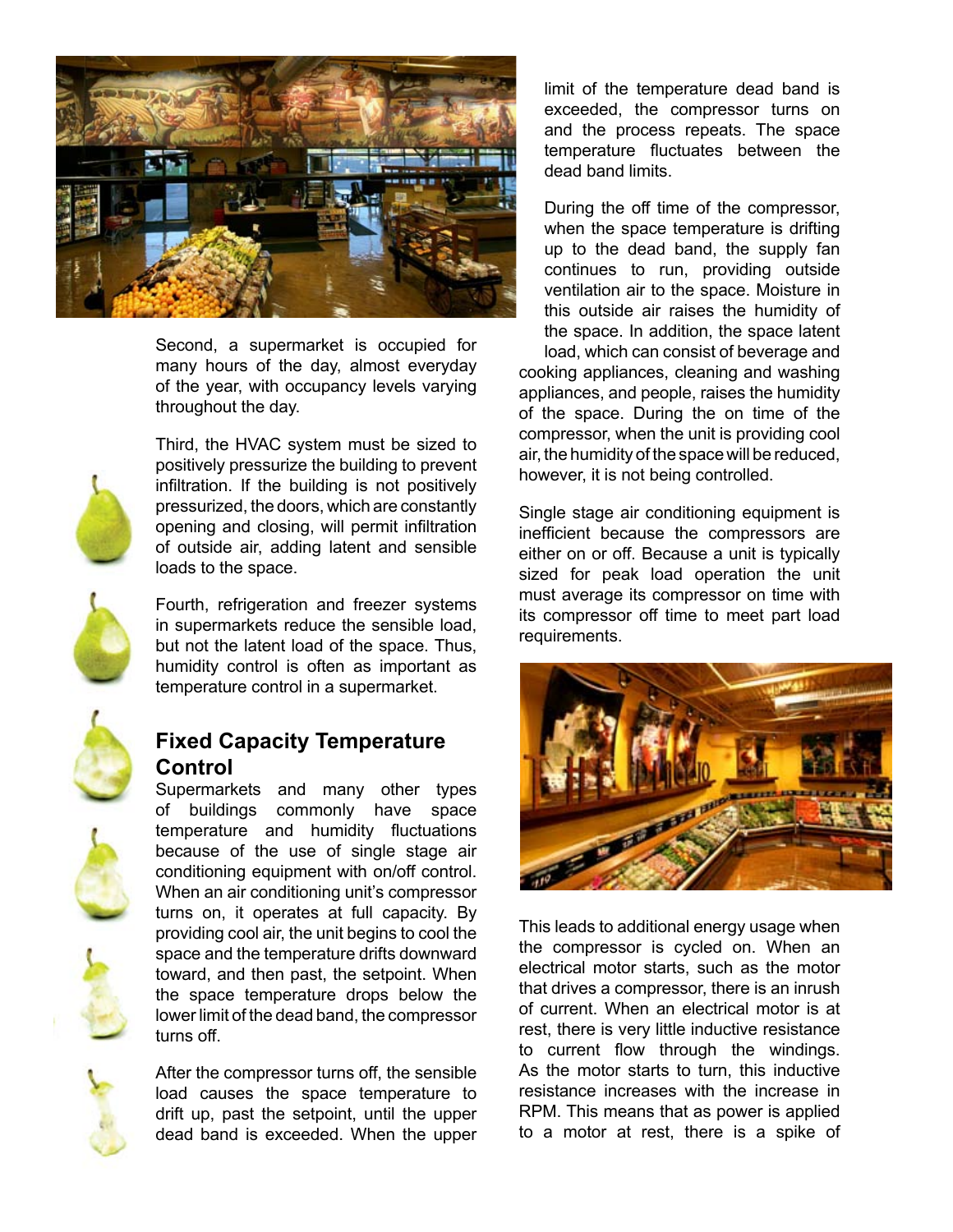Second, a supermarket is occupied for many hours of the day, almost everyday of the year, with occupancy levels varying throughout the day.

Third, the HVAC system must be sized to positively pressurize the building to prevent infiltration. If the building is not positively pressurized, the doors, which are constantly opening and closing, will permit infiltration of outside air, adding latent and sensible loads to the space.

Fourth, refrigeration and freezer systems in supermarkets reduce the sensible load, but not the latent load of the space. Thus, humidity control is often as important as temperature control in a supermarket.

## Fixed Capacity Temperature Control

Supermarkets and many other types of buildings commonly have space temperature and humidity fluctuations because of the use of single stage air conditioning equipment with on/off control. When an air conditioning unit's compressor turns on, it operates at full capacity. By providing cool air, the unit begins to cool the space and the temperature drifts downward toward, and then past, the setpoint. When the space temperature drops below the lower limit of the dead band, the compressor turns off.

After the compressor turns off, the sensible load causes the space temperature to drift up, past the setpoint, until the upper dead band is exceeded. When the upper limit of the temperature dead band is exceeded, the compressor turns on and the process repeats. The space temperature fluctuates between the dead band limits.

During the off time of the compressor, when the space temperature is drifting up to the dead band, the supply fan continues to run, providing outside ventilation air to the space. Moisture in this outside air raises the humidity of the space. In addition, the space latent load, which can consist of beverage and cooking appliances, cleaning and washing appliances, and people, raises the humidity of the space. During the on time of the compressor, when the unit is providing cool air, the humidity of the space will be reduced, however, it is not being controlled.

Single stage air conditioning equipment is inefficient because the compressors are either on or off. Because a unit is typically sized for peak load operation the unit must average its compressor on time with its compressor off time to meet part load requirements.

This leads to additional energy usage when the compressor is cycled on. When an electrical motor starts, such as the motor that drives a compressor, there is an inrush of current. When an electrical motor is at rest, there is very little inductive resistance to current flow through the windings. As the motor starts to turn, this inductive resistance increases with the increase in RPM. This means that as power is applied to a motor at rest, there is a spike of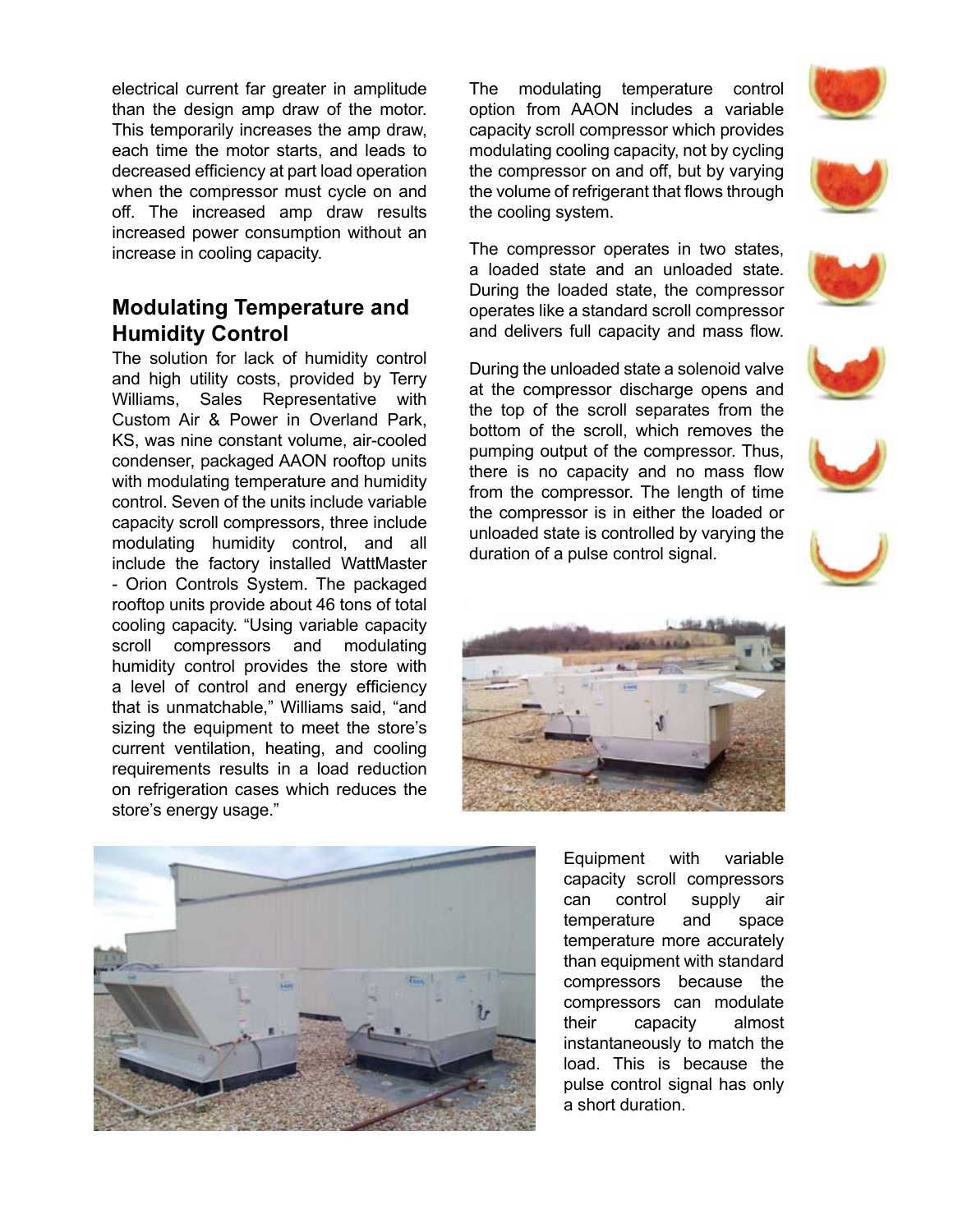electrical current far greater in amplitude than the design amp draw of the motor. This temporarily increases the amp draw, each time the motor starts, and leads to decreased efficiency at part load operation when the compressor must cycle on and off. The increased amp draw results increased power consumption without an increase in cooling capacity.

## Modulating Temperature and Humidity Control

The solution for lack of humidity control and high utility costs, provided by Terry Williams, Sales Representative with Custom Air & Power in Overland Park, KS, was nine constant volume, air-cooled condenser, packaged AAON rooftop units with modulating temperature and humidity control. Seven of the units include variable capacity scroll compressors, three include modulating humidity control, and all include the factory installed WattMaster - Orion Controls System. The packaged rooftop units provide about 46 tons of total cooling capacity. "Using variable capacity scroll compressors and modulating humidity control provides the store with a level of control and energy efficiency that is unmatchable," Williams said, "and sizing the equipment to meet the store's current ventilation, heating, and cooling requirements results in a load reduction on refrigeration cases which reduces the store's energy usage."

The modulating temperature control option from AAON includes a variable capacity scroll compressor which provides modulating cooling capacity, not by cycling the compressor on and off, but by varying the volume of refrigerant that flows through the cooling system.

The compressor operates in two states, a loaded state and an unloaded state. During the loaded state, the compressor operates like a standard scroll compressor and delivers full capacity and mass flow.

During the unloaded state a solenoid valve at the compressor discharge opens and the top of the scroll separates from the bottom of the scroll, which removes the pumping output of the compressor. Thus, there is no capacity and no mass flow from the compressor. The length of time the compressor is in either the loaded or unloaded state is controlled by varying the duration of a pulse control signal.

Equipment with variable capacity scroll compressors can control supply air temperature and space temperature more accurately than equipment with standard compressors because the compressors can modulate their capacity almost instantaneously to match the load. This is because the pulse control signal has only a short duration.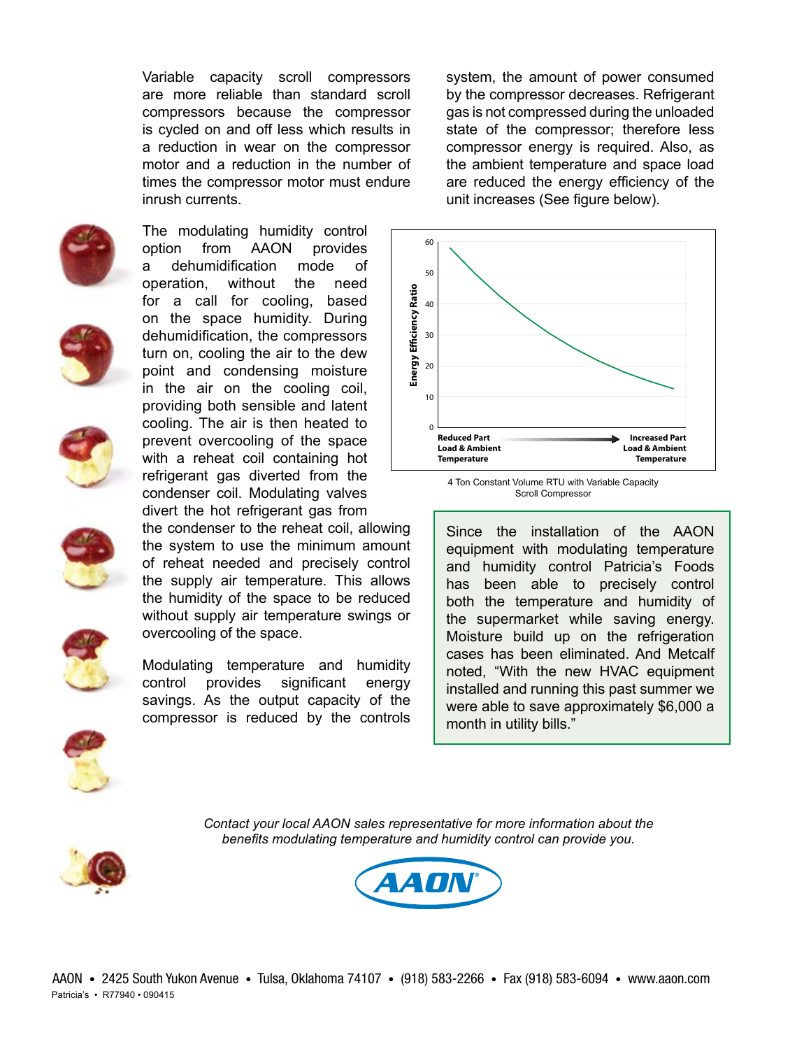Variable capacity scroll compressors are more reliable than standard scroll compressors because the compressor is cycled on and off less which results in a reduction in wear on the compressor motor and a reduction in the number of times the compressor motor must endure inrush currents.

The modulating humidity control option from AAON provides a dehumidification mode of operation, without the need for a call for cooling, based on the space humidity. During dehumidification, the compressors turn on, cooling the air to the dew point and condensing moisture in the air on the cooling coil, providing both sensible and latent cooling. The air is then heated to prevent overcooling of the space with a reheat coil containing hot refrigerant gas diverted from the condenser coil. Modulating valves divert the hot refrigerant gas from the condenser to the reheat coil, allowing the system to use the minimum amount of reheat needed and precisely control the supply air temperature. This allows the humidity of the space to be reduced without supply air temperature swings or overcooling of the space.

Modulating temperature and humidity control provides significant energy savings. As the output capacity of the compressor is reduced by the controls system, the amount of power consumed by the compressor decreases. Refrigerant gas is not compressed during the unloaded state of the compressor; therefore less compressor energy is required. Also, as the ambient temperature and space load are reduced the energy efficiency of the unit increases (See figure below).

Energy Efficiency Ratio
60
50
40
30
20
10
0
Reduced Part Load & Ambient Temperature
Increased Part Load & Ambient Temperature

4 Ton Constant Volume RTU with Variable Capacity Scroll Compressor

Since the installation of the AAON equipment with modulating temperature and humidity control Patricia's Foods has been able to precisely control both the temperature and humidity of the supermarket while saving energy. Moisture build up on the refrigeration cases has been eliminated. And Metcalf noted, "With the new HVAC equipment installed and running this past summer we were able to save approximately $6,000 a month in utility bills."

*Contact your local AAON sales representative for more information about the benefits modulating temperature and humidity control can provide you.*

AAON

AAON • 2425 South Yukon Avenue • Tulsa, Oklahoma 74107 • (918) 583-2266 • Fax (918) 583-6094 • www.aaon.com

Patricia's • R77940 • 090415